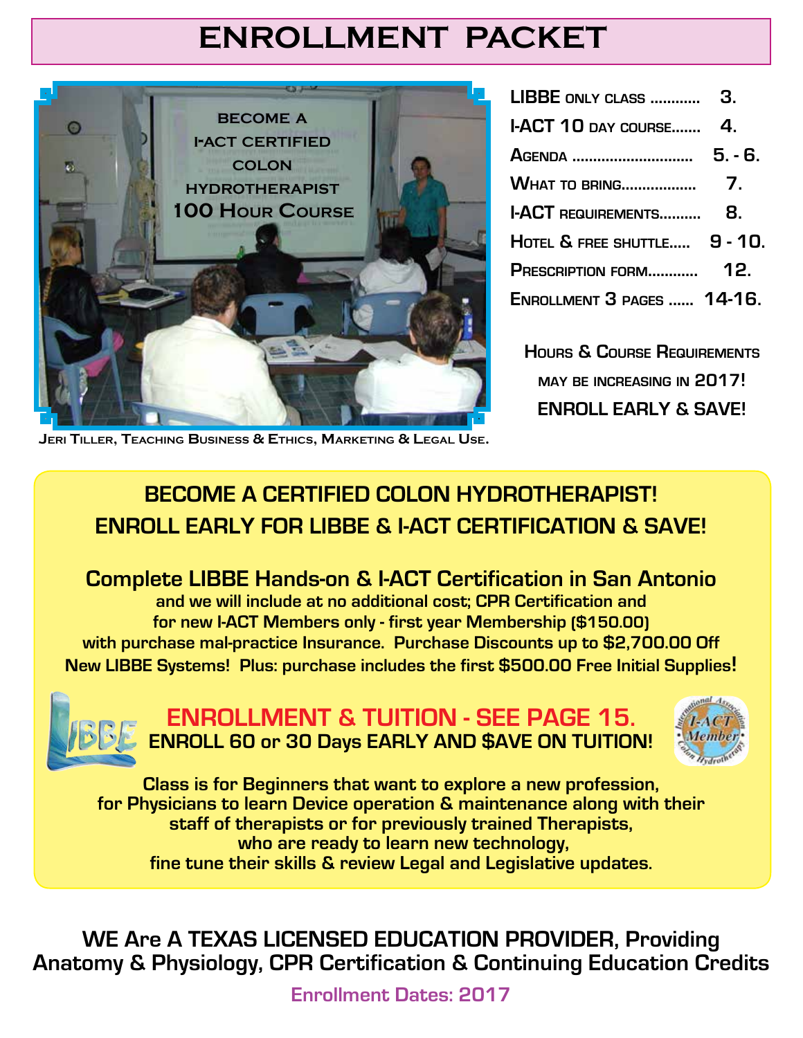# ENROLLMENT PACKET

BECOME A I-ACT CERTIFIED COLON HYDROTHERAPIST 100 HOUR COURSE

Jeri Tiller, Teaching Business & Ethics, Marketing & Legal Use.

| | |
|---|---|
| LIBBE only class ............ | 3. |
| I-ACT 10 day course....... | 4. |
| Agenda ............................ | 5. - 6. |
| What to bring................. | 7. |
| I-ACT requirements.......... | 8. |
| Hotel & free shuttle..... | 9 - 10. |
| Prescription form........... | 12. |
| Enrollment 3 pages ...... | 14-16. |

Hours & Course Requirements may be increasing in 2017!
**ENROLL EARLY & SAVE!**

## BECOME A CERTIFIED COLON HYDROTHERAPIST!
## ENROLL EARLY FOR LIBBE & I-ACT CERTIFICATION & SAVE!

### Complete LIBBE Hands-on & I-ACT Certification in San Antonio

and we will include at no additional cost; CPR Certification and for new I-ACT Members only - first year Membership ($150.00) with purchase mal-practice Insurance. Purchase Discounts up to $2,700.00 Off New LIBBE Systems! Plus: purchase includes the first $500.00 Free Initial Supplies!

LIBBE

### ENROLLMENT & TUITION - SEE PAGE 15.
**ENROLL 60 or 30 Days EARLY AND $AVE ON TUITION!**

International Association of Colon Hydrotherapy — I-ACT Member

Class is for Beginners that want to explore a new profession, for Physicians to learn Device operation & maintenance along with their staff of therapists or for previously trained Therapists, who are ready to learn new technology, fine tune their skills & review Legal and Legislative updates.

**WE Are A TEXAS LICENSED EDUCATION PROVIDER, Providing Anatomy & Physiology, CPR Certification & Continuing Education Credits**

Enrollment Dates: 2017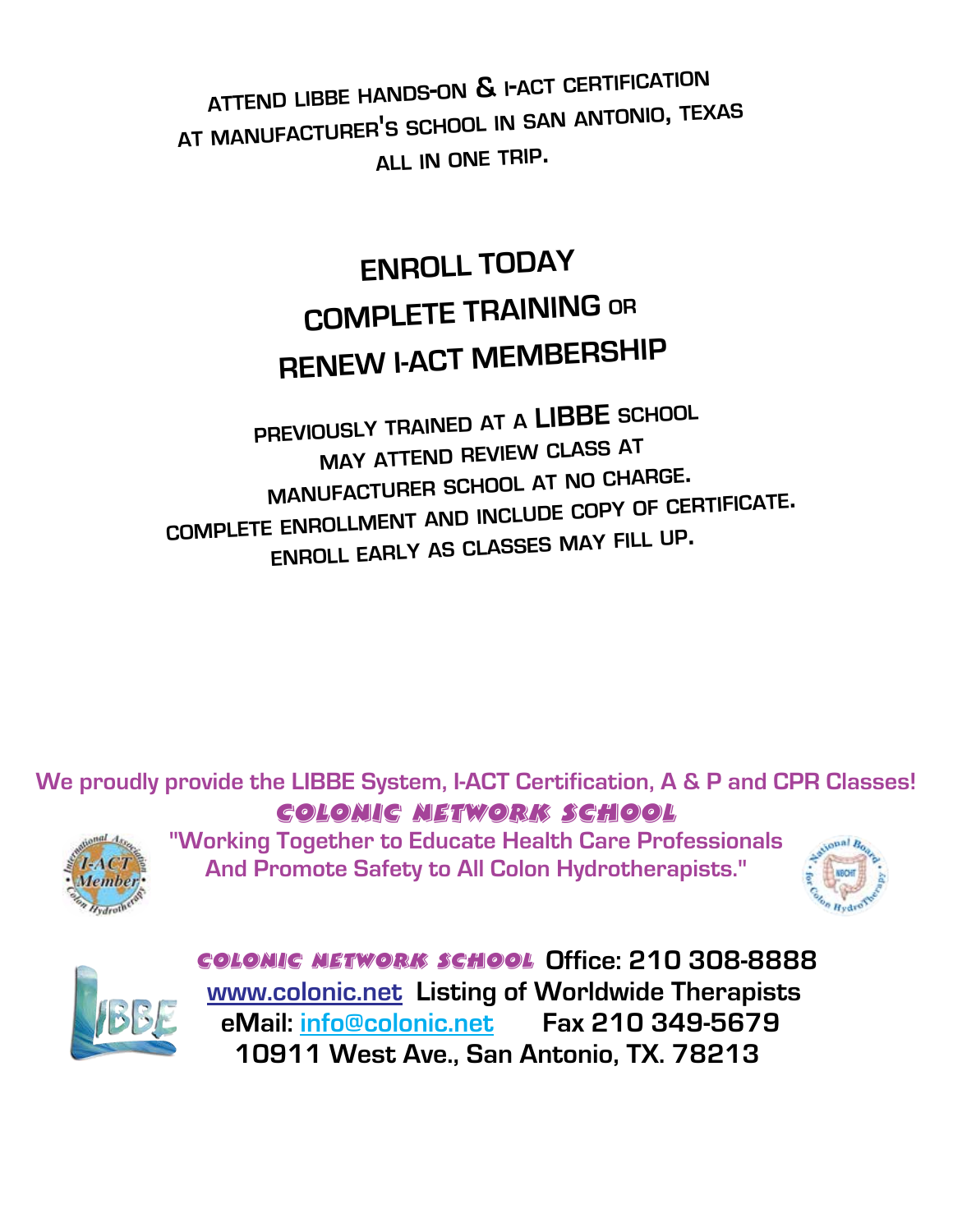ATTEND LIBBE HANDS-ON & I-ACT CERTIFICATION
AT MANUFACTURER'S SCHOOL IN SAN ANTONIO, TEXAS
ALL IN ONE TRIP.

## ENROLL TODAY
## COMPLETE TRAINING OR
## RENEW I-ACT MEMBERSHIP

PREVIOUSLY TRAINED AT A **LIBBE** SCHOOL
MAY ATTEND REVIEW CLASS AT
MANUFACTURER SCHOOL AT NO CHARGE.
COMPLETE ENROLLMENT AND INCLUDE COPY OF CERTIFICATE.
ENROLL EARLY AS CLASSES MAY FILL UP.

**We proudly provide the LIBBE System, I-ACT Certification, A & P and CPR Classes!**

**COLONIC NETWORK SCHOOL**

**"Working Together to Educate Health Care Professionals And Promote Safety to All Colon Hydrotherapists."**

**COLONIC NETWORK SCHOOL** Office: 210 308-8888
www.colonic.net Listing of Worldwide Therapists
eMail: info@colonic.net Fax 210 349-5679
10911 West Ave., San Antonio, TX. 78213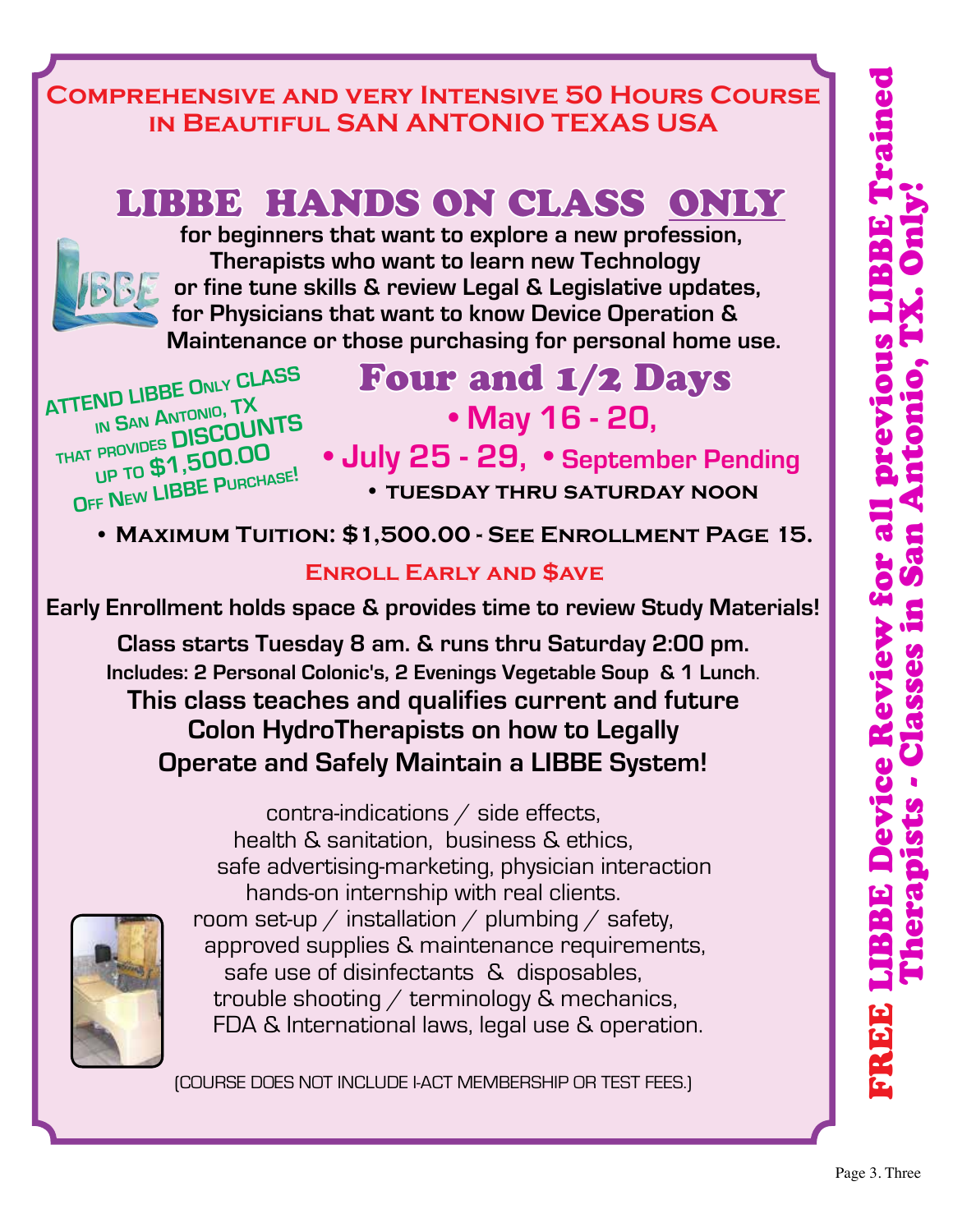**Comprehensive and very Intensive 50 Hours Course in Beautiful SAN ANTONIO TEXAS USA**

# LIBBE HANDS ON CLASS ONLY

**for beginners that want to explore a new profession, Therapists who want to learn new Technology or fine tune skills & review Legal & Legislative updates, for Physicians that want to know Device Operation & Maintenance or those purchasing for personal home use.**

**Attend LIBBE Only Class in San Antonio, TX that provides DISCOUNTS up to $1,500.00 Off New LIBBE Purchase!**

## Four and 1/2 Days

- **May 16 - 20,**
- **July 25 - 29,**
- **September Pending**
- **TUESDAY THRU SATURDAY NOON**

- **Maximum Tuition: $1,500.00 - See Enrollment Page 15.**

**Enroll Early and $ave**

**Early Enrollment holds space & provides time to review Study Materials!**

**Class starts Tuesday 8 am. & runs thru Saturday 2:00 pm.**
**Includes: 2 Personal Colonic's, 2 Evenings Vegetable Soup & 1 Lunch.**

**This class teaches and qualifies current and future Colon HydroTherapists on how to Legally Operate and Safely Maintain a LIBBE System!**

contra-indications / side effects,
health & sanitation, business & ethics,
safe advertising-marketing, physician interaction
hands-on internship with real clients.
room set-up / installation / plumbing / safety,
approved supplies & maintenance requirements,
safe use of disinfectants & disposables,
trouble shooting / terminology & mechanics,
FDA & International laws, legal use & operation.

(COURSE DOES NOT INCLUDE I-ACT MEMBERSHIP OR TEST FEES.)

**FREE LIBBE Device Review for all previous LIBBE Trained Therapists - Classes in San Antonio, TX. Only!**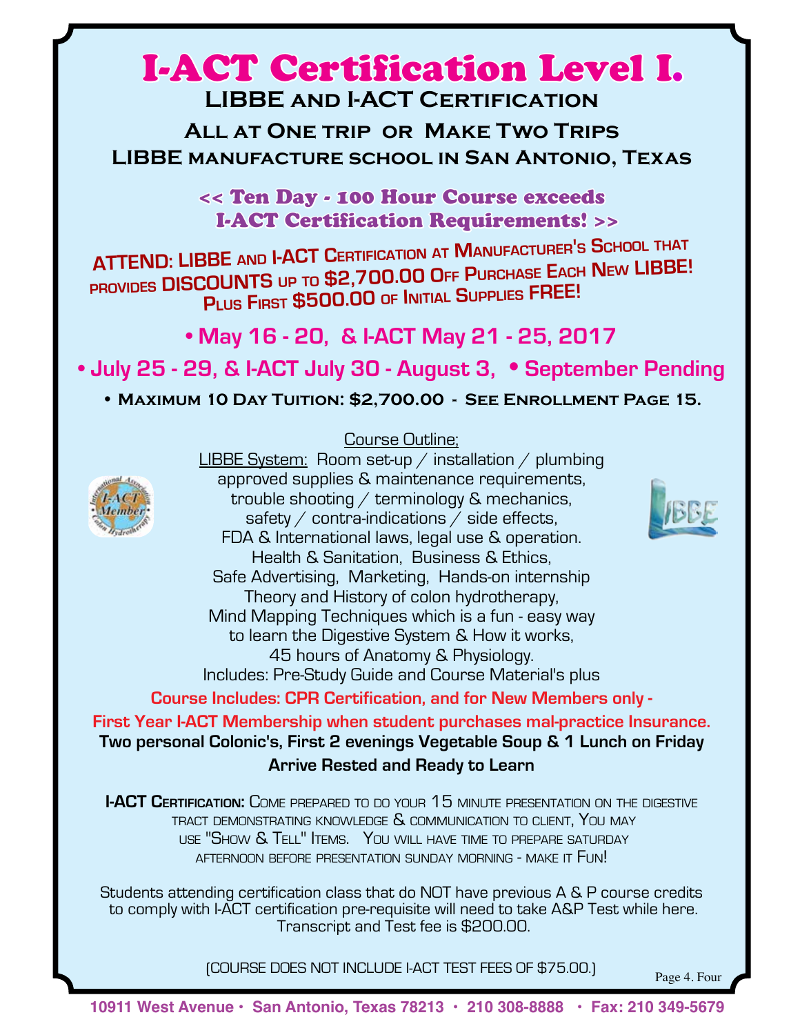# I-ACT Certification Level I.

## LIBBE and I-ACT Certification

### All at One trip or Make Two Trips

### LIBBE manufacture school in San Antonio, Texas

**<< Ten Day - 100 Hour Course exceeds I-ACT Certification Requirements! >>**

**ATTEND: LIBBE and I-ACT Certification at Manufacturer's School that provides DISCOUNTS up to $2,700.00 Off Purchase Each New LIBBE! Plus First $500.00 of Initial Supplies FREE!**

- **May 16 - 20, & I-ACT May 21 - 25, 2017**
- **July 25 - 29, & I-ACT July 30 - August 3,**
- **September Pending**
- **Maximum 10 Day Tuition: $2,700.00 - See Enrollment Page 15.**

Course Outline;

LIBBE System: Room set-up / installation / plumbing approved supplies & maintenance requirements, trouble shooting / terminology & mechanics, safety / contra-indications / side effects, FDA & International laws, legal use & operation. Health & Sanitation, Business & Ethics, Safe Advertising, Marketing, Hands-on internship Theory and History of colon hydrotherapy, Mind Mapping Techniques which is a fun - easy way to learn the Digestive System & How it works, 45 hours of Anatomy & Physiology. Includes: Pre-Study Guide and Course Material's plus

**Course Includes: CPR Certification, and for New Members only - First Year I-ACT Membership when student purchases mal-practice Insurance.**

**Two personal Colonic's, First 2 evenings Vegetable Soup & 1 Lunch on Friday**

**Arrive Rested and Ready to Learn**

**I-ACT Certification:** Come prepared to do your 15 minute presentation on the digestive tract demonstrating knowledge & communication to client, You may use "Show & Tell" Items. You will have time to prepare saturday afternoon before presentation sunday morning - make it Fun!

Students attending certification class that do NOT have previous A & P course credits to comply with I-ACT certification pre-requisite will need to take A&P Test while here. Transcript and Test fee is $200.00.

(COURSE DOES NOT INCLUDE I-ACT TEST FEES OF $75.00.)

10911 West Avenue • San Antonio, Texas 78213 • 210 308-8888 • Fax: 210 349-5679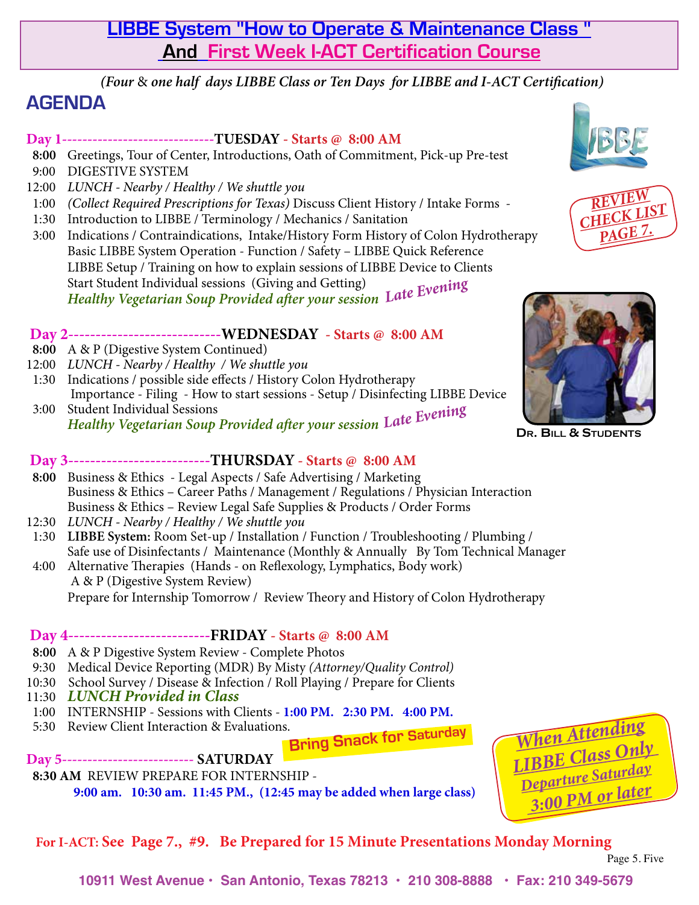# LIBBE System "How to Operate & Maintenance Class " And First Week I-ACT Certification Course

*(Four & one half days LIBBE Class or Ten Days for LIBBE and I-ACT Certification)*

## AGENDA

REVIEW CHECK LIST PAGE 7.

### Day 1------------------------------TUESDAY - Starts @ 8:00 AM

**8:00** Greetings, Tour of Center, Introductions, Oath of Commitment, Pick-up Pre-test
9:00 DIGESTIVE SYSTEM
12:00 *LUNCH - Nearby / Healthy / We shuttle you*
1:00 *(Collect Required Prescriptions for Texas)* Discuss Client History / Intake Forms -
1:30 Introduction to LIBBE / Terminology / Mechanics / Sanitation
3:00 Indications / Contraindications, Intake/History Form History of Colon Hydrotherapy
Basic LIBBE System Operation - Function / Safety – LIBBE Quick Reference
LIBBE Setup / Training on how to explain sessions of LIBBE Device to Clients
Start Student Individual sessions (Giving and Getting)
*Healthy Vegetarian Soup Provided after your session* Late Evening

### Day 2----------------------------WEDNESDAY - Starts @ 8:00 AM

**8:00** A & P (Digestive System Continued)
12:00 *LUNCH - Nearby / Healthy / We shuttle you*
1:30 Indications / possible side effects / History Colon Hydrotherapy
Importance - Filing - How to start sessions - Setup / Disinfecting LIBBE Device
3:00 Student Individual Sessions
*Healthy Vegetarian Soup Provided after your session* Late Evening

DR. BILL & STUDENTS

### Day 3--------------------------THURSDAY - Starts @ 8:00 AM

**8:00** Business & Ethics - Legal Aspects / Safe Advertising / Marketing
Business & Ethics – Career Paths / Management / Regulations / Physician Interaction
Business & Ethics – Review Legal Safe Supplies & Products / Order Forms
12:30 *LUNCH - Nearby / Healthy / We shuttle you*
1:30 **LIBBE System:** Room Set-up / Installation / Function / Troubleshooting / Plumbing /
Safe use of Disinfectants / Maintenance (Monthly & Annually By Tom Technical Manager
4:00 Alternative Therapies (Hands - on Reflexology, Lymphatics, Body work)
A & P (Digestive System Review)
Prepare for Internship Tomorrow / Review Theory and History of Colon Hydrotherapy

### Day 4--------------------------FRIDAY - Starts @ 8:00 AM

**8:00** A & P Digestive System Review - Complete Photos
9:30 Medical Device Reporting (MDR) By Misty *(Attorney/Quality Control)*
10:30 School Survey / Disease & Infection / Roll Playing / Prepare for Clients
11:30 ***LUNCH Provided in Class***
1:00 INTERNSHIP - Sessions with Clients - **1:00 PM. 2:30 PM. 4:00 PM.**
5:30 Review Client Interaction & Evaluations.

**Bring Snack for Saturday**

### Day 5------------------------- SATURDAY

**8:30 AM** REVIEW PREPARE FOR INTERNSHIP -
**9:00 am. 10:30 am. 11:45 PM., (12:45 may be added when large class)**

***When Attending LIBBE Class Only Departure Saturday 3:00 PM or later***

**For I-ACT: See Page 7., #9. Be Prepared for 15 Minute Presentations Monday Morning**

10911 West Avenue • San Antonio, Texas 78213 • 210 308-8888 • Fax: 210 349-5679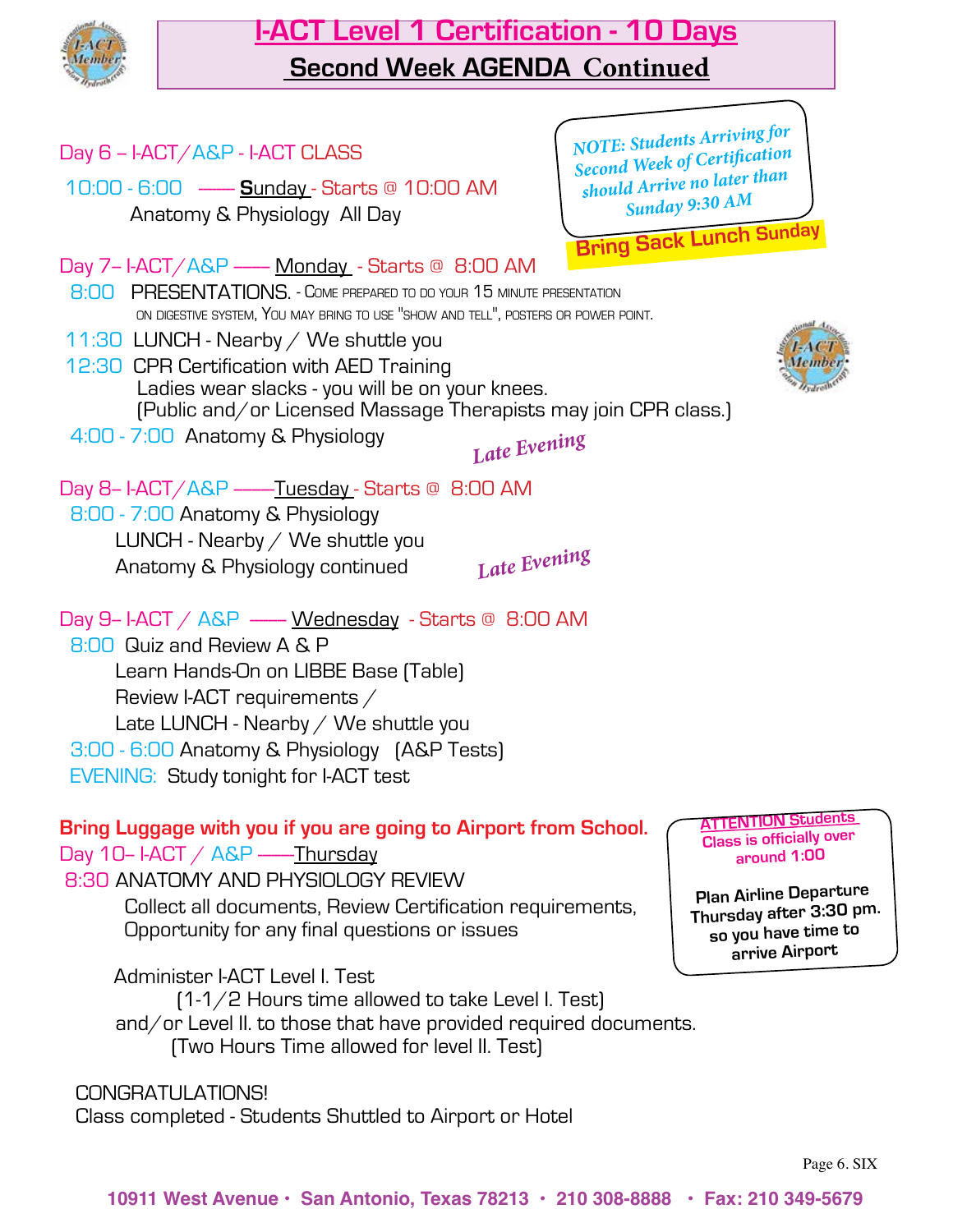# I-ACT Level 1 Certification - 10 Days

## Second Week AGENDA Continued

*NOTE: Students Arriving for Second Week of Certification should Arrive no later than Sunday 9:30 AM*

**Bring Sack Lunch Sunday**

Day 6 – I-ACT/A&P - I-ACT CLASS

10:00 - 6:00 —— Sunday - Starts @ 10:00 AM
Anatomy & Physiology All Day

Day 7– I-ACT/A&P —— Monday - Starts @ 8:00 AM

8:00 PRESENTATIONS. - Come prepared to do your 15 minute presentation on digestive system, You may bring to use "show and tell", posters or power point.

11:30 LUNCH - Nearby / We shuttle you

12:30 CPR Certification with AED Training
Ladies wear slacks - you will be on your knees.
(Public and/or Licensed Massage Therapists may join CPR class.)

4:00 - 7:00 Anatomy & Physiology *Late Evening*

Day 8– I-ACT/A&P ——Tuesday - Starts @ 8:00 AM

8:00 - 7:00 Anatomy & Physiology
LUNCH - Nearby / We shuttle you
Anatomy & Physiology continued *Late Evening*

Day 9– I-ACT / A&P —— Wednesday - Starts @ 8:00 AM

8:00 Quiz and Review A & P
Learn Hands-On on LIBBE Base (Table)
Review I-ACT requirements /
Late LUNCH - Nearby / We shuttle you

3:00 - 6:00 Anatomy & Physiology (A&P Tests)

EVENING: Study tonight for I-ACT test

**Bring Luggage with you if you are going to Airport from School.**

Day 10– I-ACT / A&P ——Thursday

8:30 ANATOMY AND PHYSIOLOGY REVIEW
Collect all documents, Review Certification requirements,
Opportunity for any final questions or issues

Administer I-ACT Level I. Test
(1-1/2 Hours time allowed to take Level I. Test)
and/or Level II. to those that have provided required documents.
(Two Hours Time allowed for level II. Test)

**ATTENTION Students**
**Class is officially over around 1:00**

**Plan Airline Departure Thursday after 3:30 pm. so you have time to arrive Airport**

CONGRATULATIONS!
Class completed - Students Shuttled to Airport or Hotel

**10911 West Avenue • San Antonio, Texas 78213 • 210 308-8888 • Fax: 210 349-5679**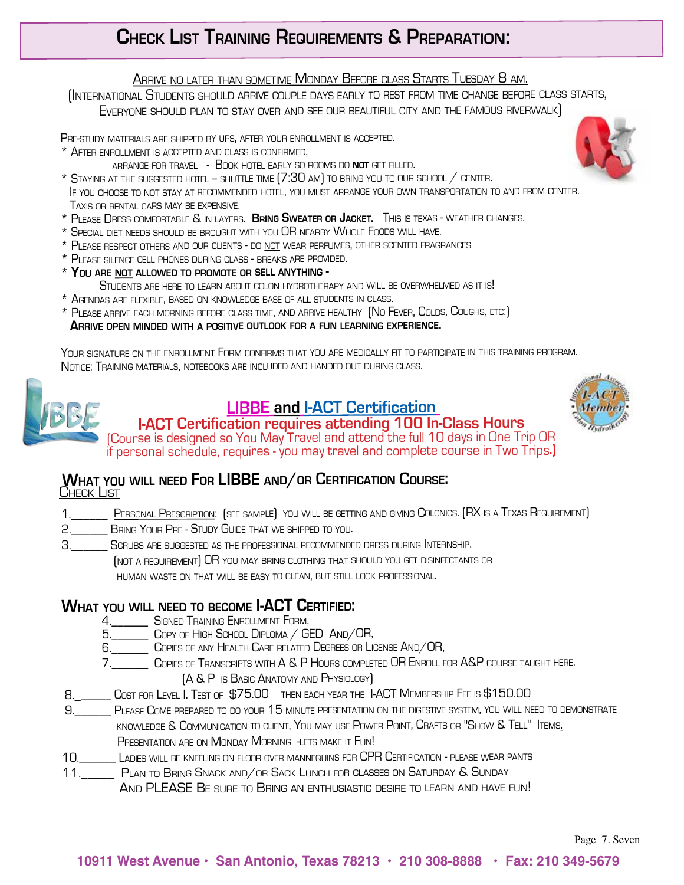# Check List Training Requirements & Preparation:

Arrive no later than sometime Monday Before class Starts Tuesday 8 am.

(International Students should arrive couple days early to rest from time change before class starts, Everyone should plan to stay over and see our beautiful city and the famous riverwalk)

Pre-study materials are shipped by UPS, after your enrollment is accepted.

* After enrollment is accepted and class is confirmed,
  arrange for travel - Book hotel early so rooms do **not** get filled.
* Staying at the suggested hotel – shuttle time (7:30 am) to bring you to our school / center.
  If you choose to not stay at recommended hotel, you must arrange your own transportation to and from center. Taxis or rental cars may be expensive.
* Please Dress comfortable & in layers. **Bring Sweater or Jacket.** This is Texas - weather changes.
* Special diet needs should be brought with you OR nearby Whole Foods will have.
* Please respect others and our clients - do not wear perfumes, other scented fragrances
* Please silence cell phones during class - breaks are provided.
* **You are not allowed to promote or sell anything -**
  Students are here to learn about colon hydrotherapy and will be overwhelmed as it is!
* Agendas are flexible, based on knowledge base of all students in class.
* Please arrive each morning before class time, and arrive healthy (No Fever, Colds, Coughs, etc:)

**Arrive open minded with a positive outlook for a fun learning experience.**

Your signature on the enrollment Form confirms that you are medically fit to participate in this training program.
Notice: Training materials, notebooks are included and handed out during class.

## LIBBE and I-ACT Certification

**I-ACT Certification requires attending 100 In-Class Hours**

(Course is designed so You May Travel and attend the full 10 days in One Trip OR if personal schedule, requires - you may travel and complete course in Two Trips.)

## What you will need For LIBBE and/or Certification Course:

Check List

1.______ Personal Prescription: (see sample) you will be getting and giving Colonics. (RX is a Texas Requirement)

2.______ Bring Your Pre - Study Guide that we shipped to you.

3.______ Scrubs are suggested as the professional recommended dress during Internship.
(not a requirement) OR you may bring clothing that should you get disinfectants or human waste on that will be easy to clean, but still look professional.

## What you will need to become I-ACT Certified:

4.______ Signed Training Enrollment Form,

5.______ Copy of High School Diploma / GED And/OR,

6.______ Copies of any Health Care related Degrees or License And/OR,

7.______ Copies of Transcripts with A & P Hours completed OR Enroll for A&P course taught here.
(A & P is Basic Anatomy and Physiology)

8.______ Cost for Level I. Test of $75.00 then each year the I-ACT Membership Fee is $150.00

9.______ Please Come prepared to do your 15 minute presentation on the digestive system, you will need to demonstrate knowledge & Communication to client, You may use Power Point, Crafts or "Show & Tell" Items.
Presentation are on Monday Morning -lets make it Fun!

10.______ Ladies will be kneeling on floor over mannequins for CPR Certification - please wear pants

11.______ Plan to Bring Snack and/or Sack Lunch for classes on Saturday & Sunday
And PLEASE Be sure to Bring an enthusiastic desire to learn and have fun!

10911 West Avenue • San Antonio, Texas 78213 • 210 308-8888 • Fax: 210 349-5679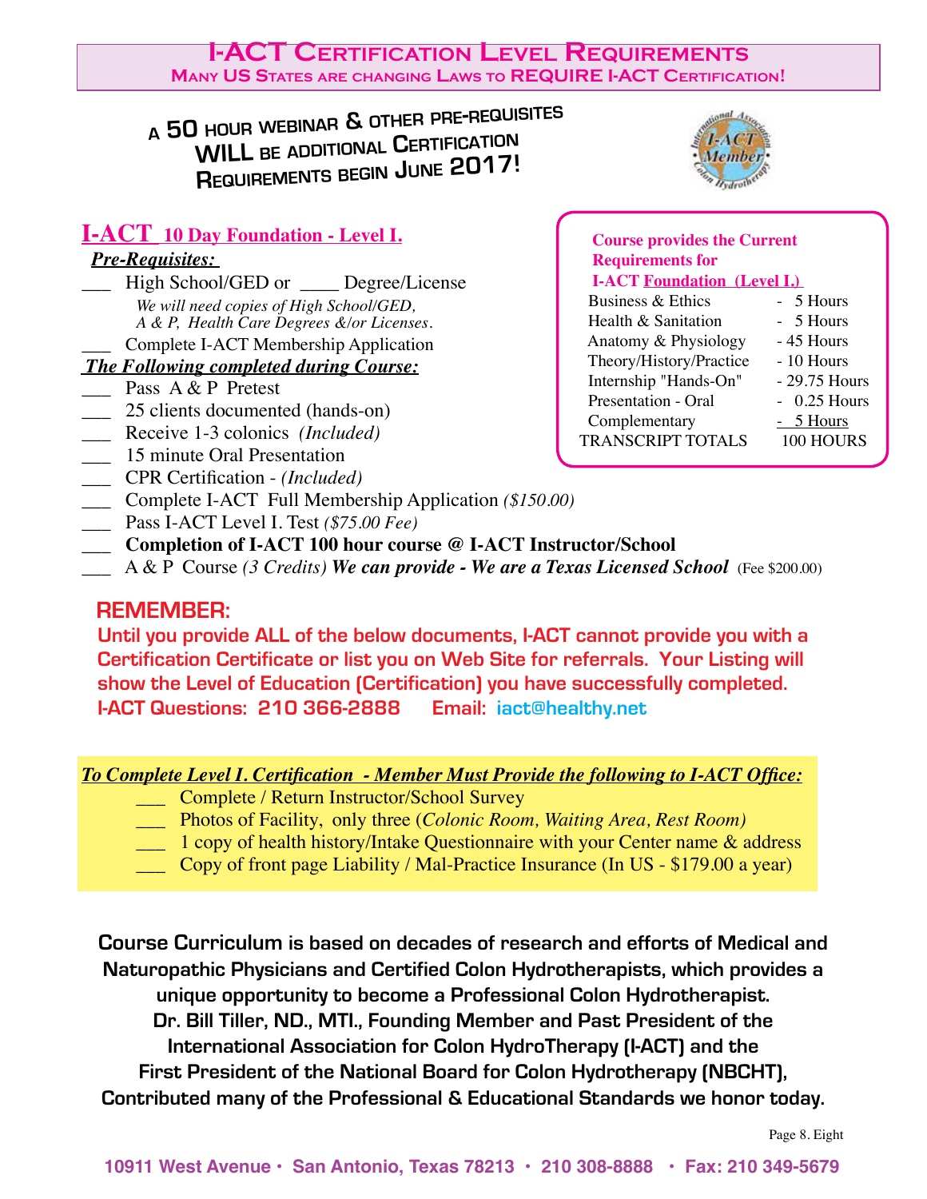# I-ACT Certification Level Requirements

**Many US States are changing Laws to REQUIRE I-ACT Certification!**

**A 50 hour webinar & other pre-requisites WILL be additional Certification Requirements begin June 2017!**

## I-ACT 10 Day Foundation - Level I.

***Pre-Requisites:***

___ High School/GED or ____ Degree/License

*We will need copies of High School/GED, A & P, Health Care Degrees &/or Licenses.*

___ Complete I-ACT Membership Application

***The Following completed during Course:***

___ Pass A & P Pretest
___ 25 clients documented (hands-on)
___ Receive 1-3 colonics *(Included)*
___ 15 minute Oral Presentation
___ CPR Certification - *(Included)*
___ Complete I-ACT Full Membership Application *($150.00)*
___ Pass I-ACT Level I. Test *($75.00 Fee)*
___ **Completion of I-ACT 100 hour course @ I-ACT Instructor/School**
___ A & P Course *(3 Credits)* ***We can provide - We are a Texas Licensed School*** (Fee $200.00)

**Course provides the Current Requirements for I-ACT Foundation (Level I.)**

| Subject | Hours |
|---|---|
| Business & Ethics | - 5 Hours |
| Health & Sanitation | - 5 Hours |
| Anatomy & Physiology | - 45 Hours |
| Theory/History/Practice | - 10 Hours |
| Internship "Hands-On" | - 29.75 Hours |
| Presentation - Oral | - 0.25 Hours |
| Complementary | - 5 Hours |
| TRANSCRIPT TOTALS | 100 HOURS |

## REMEMBER:

**Until you provide ALL of the below documents, I-ACT cannot provide you with a Certification Certificate or list you on Web Site for referrals. Your Listing will show the Level of Education (Certification) you have successfully completed.**
**I-ACT Questions: 210 366-2888 Email: iact@healthy.net**

***To Complete Level I. Certification - Member Must Provide the following to I-ACT Office:***

___ Complete / Return Instructor/School Survey
___ Photos of Facility, only three (*Colonic Room, Waiting Area, Rest Room)*
___ 1 copy of health history/Intake Questionnaire with your Center name & address
___ Copy of front page Liability / Mal-Practice Insurance (In US - $179.00 a year)

**Course Curriculum is based on decades of research and efforts of Medical and Naturopathic Physicians and Certified Colon Hydrotherapists, which provides a unique opportunity to become a Professional Colon Hydrotherapist. Dr. Bill Tiller, ND., MTI., Founding Member and Past President of the International Association for Colon HydroTherapy (I-ACT) and the First President of the National Board for Colon Hydrotherapy (NBCHT), Contributed many of the Professional & Educational Standards we honor today.**

**10911 West Avenue • San Antonio, Texas 78213 • 210 308-8888 • Fax: 210 349-5679**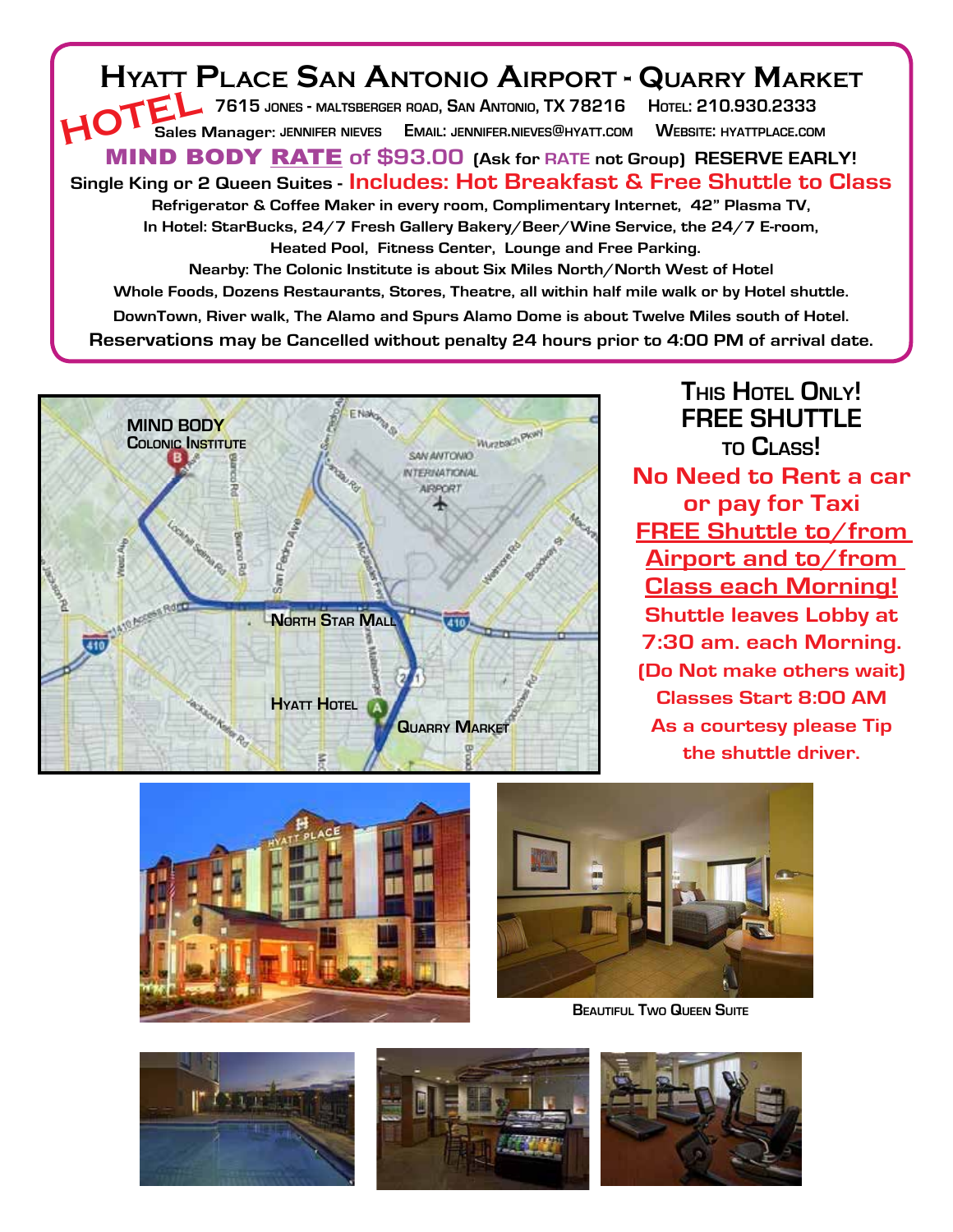# HYATT PLACE SAN ANTONIO AIRPORT - QUARRY MARKET

**HOTEL**

7615 JONES - MALTSBERGER ROAD, SAN ANTONIO, TX 78216 HOTEL: 210.930.2333

Sales Manager: JENNIFER NIEVES EMAIL: JENNIFER.NIEVES@HYATT.COM WEBSITE: HYATTPLACE.COM

**MIND BODY RATE of $93.00** (Ask for RATE not Group) **RESERVE EARLY!**

**Single King or 2 Queen Suites - Includes: Hot Breakfast & Free Shuttle to Class**

Refrigerator & Coffee Maker in every room, Complimentary Internet, 42" Plasma TV,
In Hotel: StarBucks, 24/7 Fresh Gallery Bakery/Beer/Wine Service, the 24/7 E-room,
Heated Pool, Fitness Center, Lounge and Free Parking.

Nearby: The Colonic Institute is about Six Miles North/North West of Hotel
Whole Foods, Dozens Restaurants, Stores, Theatre, all within half mile walk or by Hotel shuttle.
DownTown, River walk, The Alamo and Spurs Alamo Dome is about Twelve Miles south of Hotel.

**Reservations may be Cancelled without penalty 24 hours prior to 4:00 PM of arrival date.**

## THIS HOTEL ONLY!
## FREE SHUTTLE TO CLASS!

**No Need to Rent a car or pay for Taxi**

**FREE Shuttle to/from Airport and to/from Class each Morning!**

**Shuttle leaves Lobby at 7:30 am. each Morning.**

**(Do Not make others wait)**

**Classes Start 8:00 AM**

**As a courtesy please Tip the shuttle driver.**

BEAUTIFUL TWO QUEEN SUITE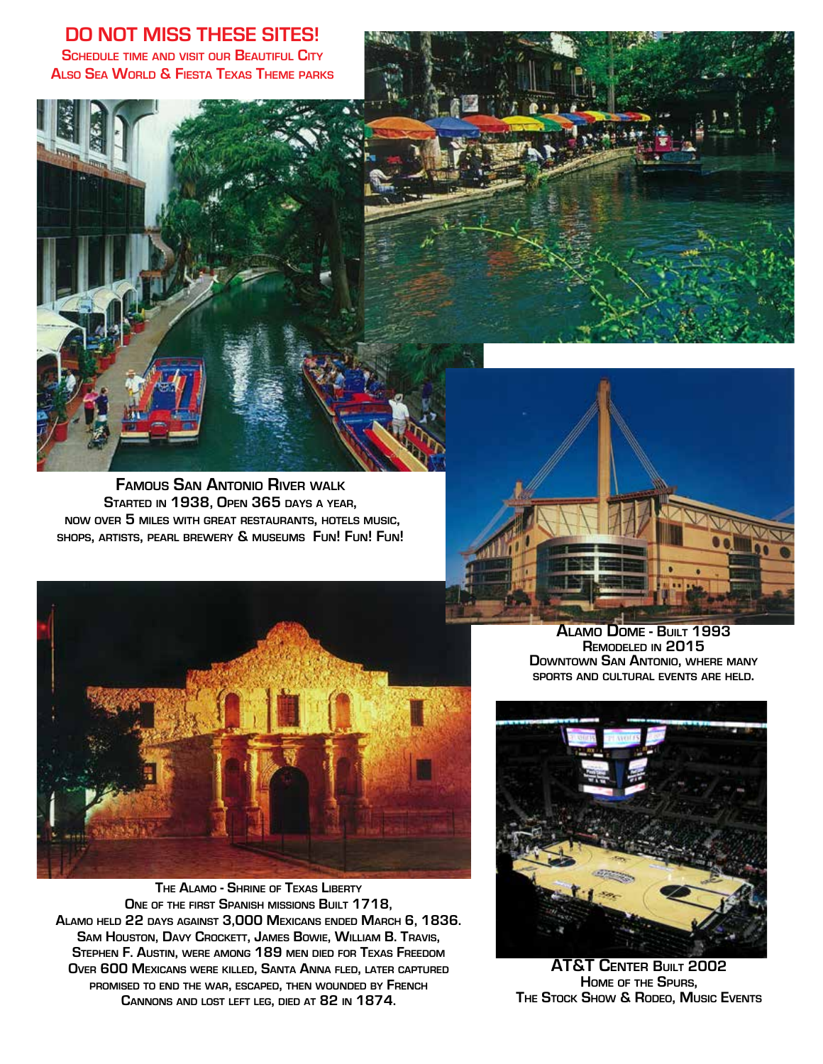# DO NOT MISS THESE SITES!

**Schedule time and visit our Beautiful City**
**Also Sea World & Fiesta Texas Theme parks**

**Famous San Antonio River walk**
Started in 1938, Open 365 days a year,
now over 5 miles with great restaurants, hotels music,
shops, artists, pearl brewery & museums Fun! Fun! Fun!

**Alamo Dome - Built 1993**
Remodeled in 2015
Downtown San Antonio, where many
sports and cultural events are held.

**The Alamo - Shrine of Texas Liberty**
One of the first Spanish missions Built 1718,
Alamo held 22 days against 3,000 Mexicans ended March 6, 1836.
Sam Houston, Davy Crockett, James Bowie, William B. Travis,
Stephen F. Austin, were among 189 men died for Texas Freedom
Over 600 Mexicans were killed, Santa Anna fled, later captured
promised to end the war, escaped, then wounded by French
Cannons and lost left leg, died at 82 in 1874.

**AT&T Center Built 2002**
Home of the Spurs,
The Stock Show & Rodeo, Music Events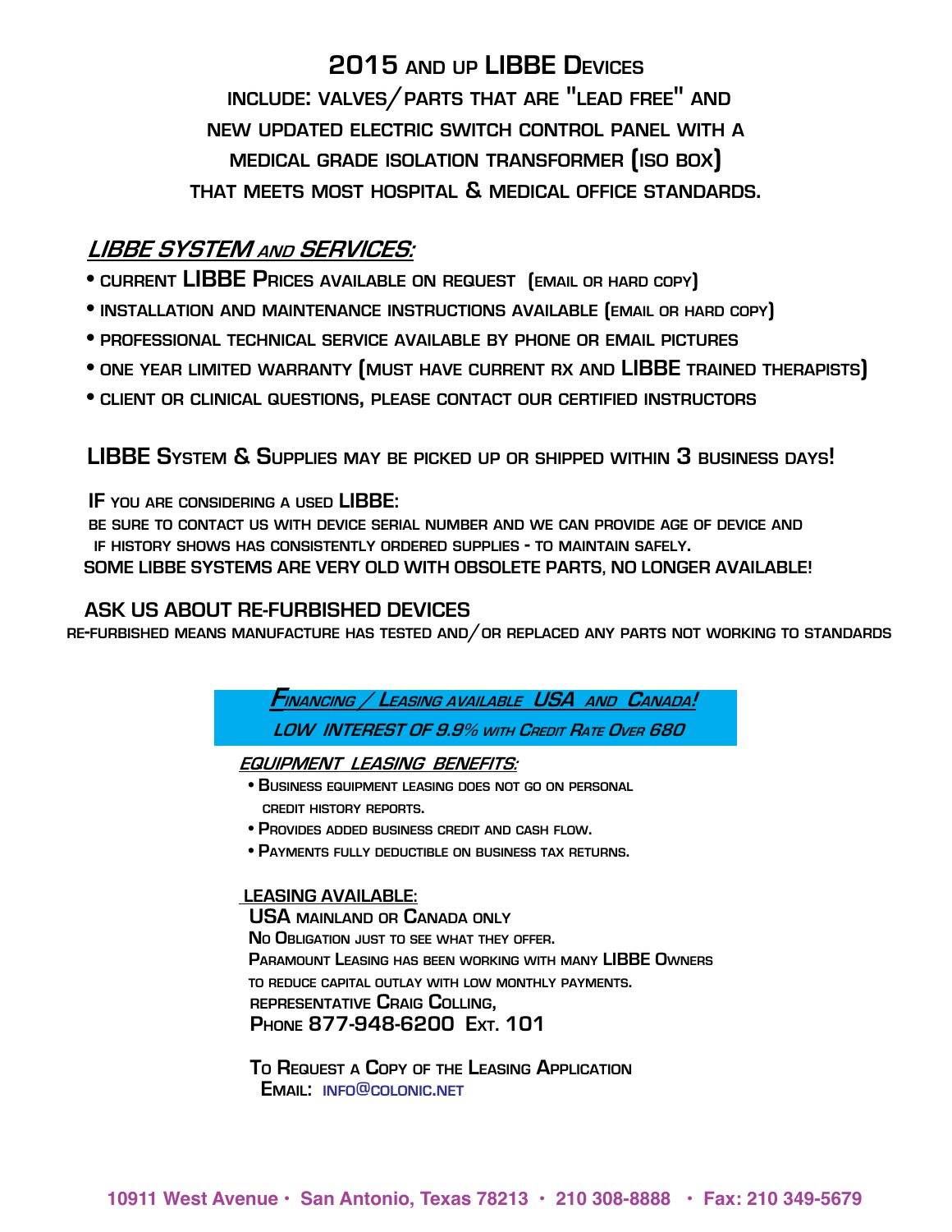# 2015 and up LIBBE Devices

## include: valves/parts that are "lead free" and new updated electric switch control panel with a medical grade isolation transformer (ISO box) that meets most hospital & medical office standards.

## *LIBBE SYSTEM and SERVICES:*

- current LIBBE Prices available on request (email or hard copy)
- installation and maintenance instructions available (email or hard copy)
- professional technical service available by phone or email pictures
- one year limited warranty (must have current RX and LIBBE trained therapists)
- client or clinical questions, please contact our certified instructors

**LIBBE System & Supplies may be picked up or shipped within 3 business days!**

**IF you are considering a used LIBBE:**

be sure to contact us with device serial number and we can provide age of device and if history shows has consistently ordered supplies - to maintain safely.

**SOME LIBBE SYSTEMS ARE VERY OLD WITH OBSOLETE PARTS, NO LONGER AVAILABLE!**

## ASK US ABOUT RE-FURBISHED DEVICES

re-furbished means manufacture has tested and/or replaced any parts not working to standards

***Financing / Leasing available USA and Canada!***

***LOW INTEREST OF 9.9% with Credit Rate Over 680***

***EQUIPMENT LEASING BENEFITS:***

- Business equipment leasing does not go on personal credit history reports.
- Provides added business credit and cash flow.
- Payments fully deductible on business tax returns.

**LEASING AVAILABLE:**

USA mainland or Canada only

No Obligation just to see what they offer.

Paramount Leasing has been working with many LIBBE Owners to reduce capital outlay with low monthly payments.

representative Craig Colling,

Phone 877-948-6200 Ext. 101

To Request a Copy of the Leasing Application

Email: info@colonic.net

10911 West Avenue • San Antonio, Texas 78213 • 210 308-8888 • Fax: 210 349-5679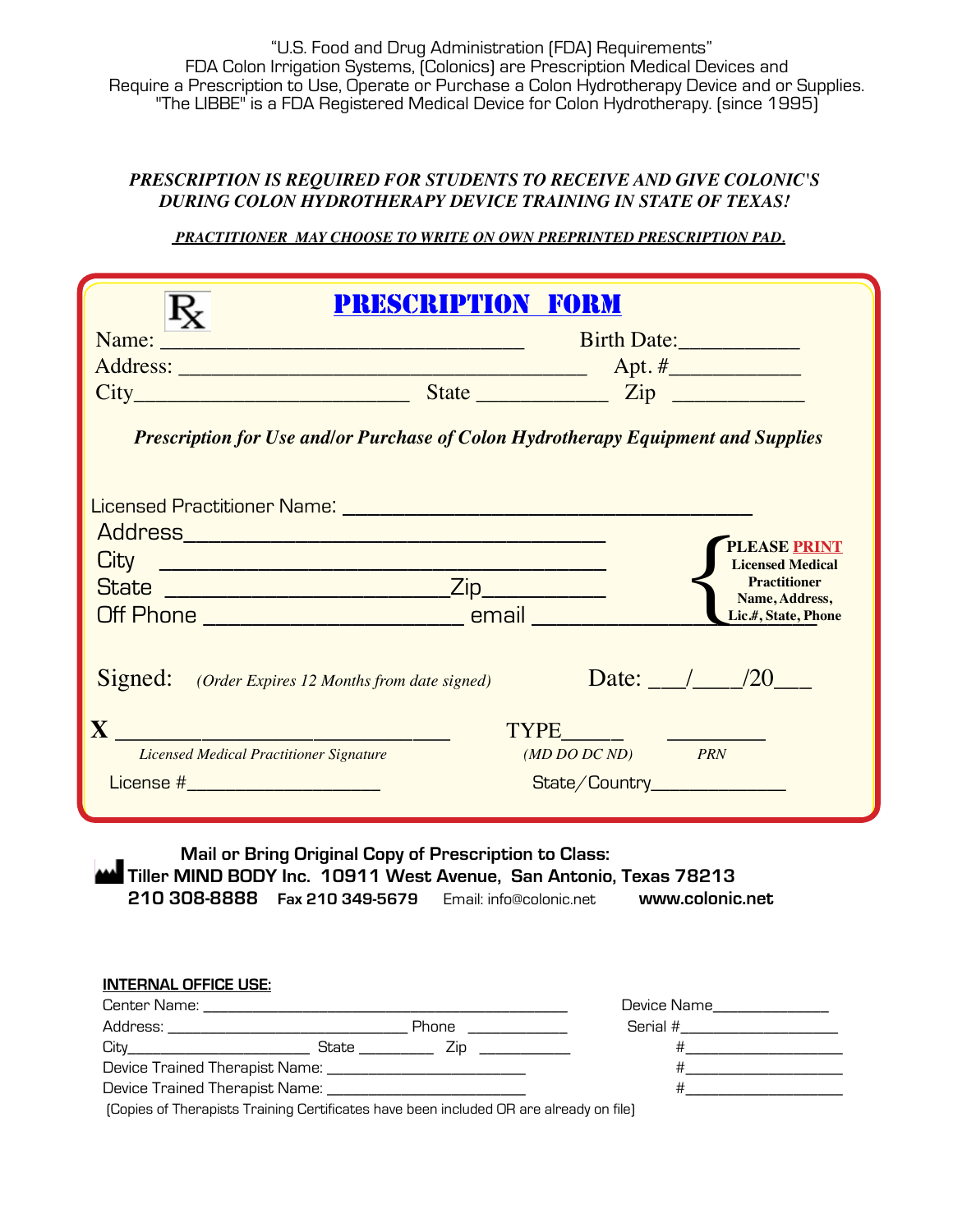"U.S. Food and Drug Administration (FDA) Requirements"
FDA Colon Irrigation Systems, (Colonics) are Prescription Medical Devices and
Require a Prescription to Use, Operate or Purchase a Colon Hydrotherapy Device and or Supplies.
"The LIBBE" is a FDA Registered Medical Device for Colon Hydrotherapy. (since 1995)

***PRESCRIPTION IS REQUIRED FOR STUDENTS TO RECEIVE AND GIVE COLONIC'S DURING COLON HYDROTHERAPY DEVICE TRAINING IN STATE OF TEXAS!***

***PRACTITIONER MAY CHOOSE TO WRITE ON OWN PREPRINTED PRESCRIPTION PAD.***

# Rx PRESCRIPTION FORM

Name: ______________________________ Birth Date:__________

Address: __________________________________ Apt. #___________

City________________________ State ____________ Zip ___________

***Prescription for Use and/or Purchase of Colon Hydrotherapy Equipment and Supplies***

Licensed Practitioner Name: ____________________________________

Address____________________________________

City ____________________________________

State ______________________Zip__________

Off Phone ____________________ email ______________

**PLEASE PRINT Licensed Medical Practitioner Name, Address, Lic.#, State, Phone**

Signed: *(Order Expires 12 Months from date signed)* Date: ___/____/20___

X ____________________________ TYPE_____ ________
*Licensed Medical Practitioner Signature* *(MD DO DC ND)* *PRN*

License #__________________ State/Country_____________

**Mail or Bring Original Copy of Prescription to Class:**
**Tiller MIND BODY Inc. 10911 West Avenue, San Antonio, Texas 78213**
**210 308-8888** **Fax 210 349-5679** Email: info@colonic.net **www.colonic.net**

**INTERNAL OFFICE USE:**

Center Name: ________________________________________ Device Name_____________

Address: __________________________ Phone ___________ Serial #_________________

City____________________ State ________ Zip __________ #_________________

Device Trained Therapist Name: ______________________ #_________________

Device Trained Therapist Name: ______________________ #_________________

(Copies of Therapists Training Certificates have been included OR are already on file)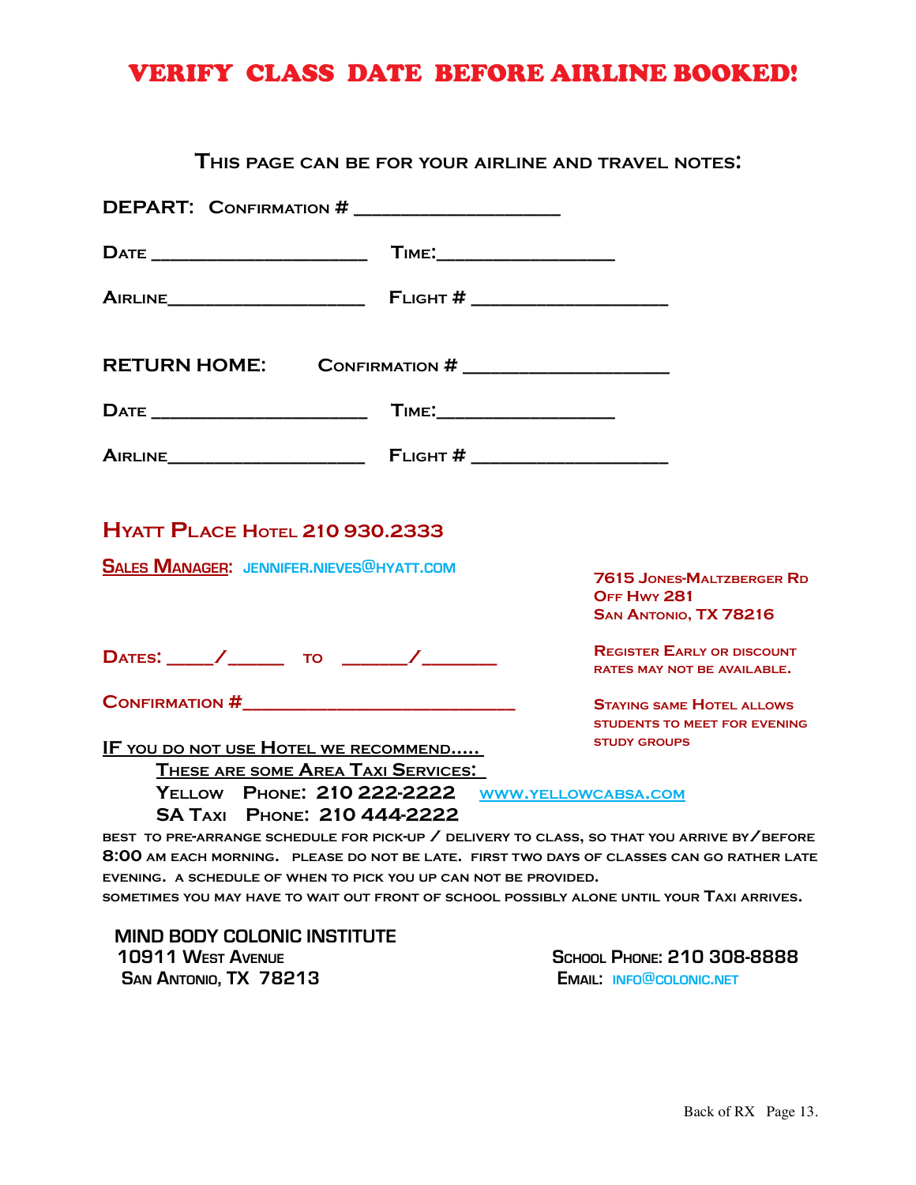# VERIFY CLASS DATE BEFORE AIRLINE BOOKED!

## This page can be for your airline and travel notes:

**DEPART:** Confirmation # ___________________

Date ____________________ Time: ________________

Airline ___________________ Flight # __________________

**RETURN HOME:** Confirmation # ___________________

Date ____________________ Time: ________________

Airline ___________________ Flight # __________________

## Hyatt Place Hotel 210 930.2333

**Sales Manager:** jennifer.nieves@hyatt.com

7615 Jones-Maltzberger Rd
Off Hwy 281
San Antonio, TX 78216

Dates: ____/_____ to ______/_______

Register Early or discount rates may not be available.

Confirmation #__________________________

Staying same Hotel allows students to meet for evening study groups

**IF you do not use Hotel we recommend.....**

**These are some Area Taxi Services:**

Yellow Phone: 210 222-2222 www.yellowcabsa.com

SA Taxi Phone: 210 444-2222

best to pre-arrange schedule for pick-up / delivery to class, so that you arrive by/before 8:00 am each morning. please do not be late. first two days of classes can go rather late evening. a schedule of when to pick you up can not be provided.

sometimes you may have to wait out front of school possibly alone until your Taxi arrives.

**MIND BODY COLONIC INSTITUTE**
10911 West Avenue
San Antonio, TX 78213

School Phone: 210 308-8888
Email: info@colonic.net

Back of RX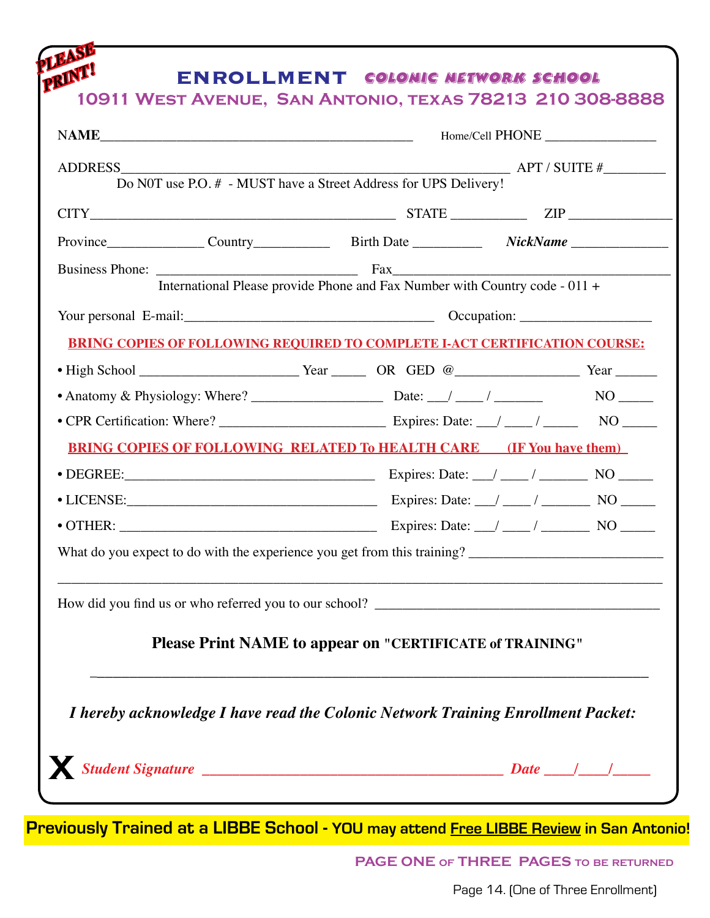PLEASE PRINT!

# ENROLLMENT COLONIC NETWORK SCHOOL

## 10911 West Avenue, San Antonio, Texas 78213 210 308-8888

NAME_____________________________________________ Home/Cell PHONE ________________

ADDRESS________________________________________________________ APT / SUITE #_________
Do N0T use P.O. # - MUST have a Street Address for UPS Delivery!

CITY____________________________________________ STATE ___________ ZIP _______________

Province______________ Country___________ Birth Date __________ *NickName* ______________

Business Phone: ______________________________ Fax________________________________________
International Please provide Phone and Fax Number with Country code - 011 +

Your personal E-mail:____________________________________ Occupation: ___________________

**BRING COPIES OF FOLLOWING REQUIRED TO COMPLETE I-ACT CERTIFICATION COURSE:**

- High School _______________________ Year _____ OR GED @_________________ Year ______
- Anatomy & Physiology: Where? ___________________ Date: ___/ ____ / _______ NO _____
- CPR Certification: Where? ________________________ Expires: Date: ___/ ____ / _____ NO _____

**BRING COPIES OF FOLLOWING RELATED To HEALTH CARE (IF You have them)**

- DEGREE:_____________________________________ Expires: Date: ___/ ____ / _______ NO _____
- LICENSE:____________________________________ Expires: Date: ___/ ____ / _______ NO _____
- OTHER: _____________________________________ Expires: Date: ___/ ____ / _______ NO _____

What do you expect to do with the experience you get from this training? ____________________________

_______________________________________________________________________________________

How did you find us or who referred you to our school? _________________________________________

**Please Print NAME to appear on "CERTIFICATE of TRAINING"**

_______________________________________________________________________________

***I hereby acknowledge I have read the Colonic Network Training Enrollment Packet:***

**X** ***Student Signature _________________________________________ Date ____/____/_____***

**Previously Trained at a LIBBE School - YOU may attend Free LIBBE Review in San Antonio!**

PAGE ONE OF THREE PAGES TO BE RETURNED

Page 14. (One of Three Enrollment)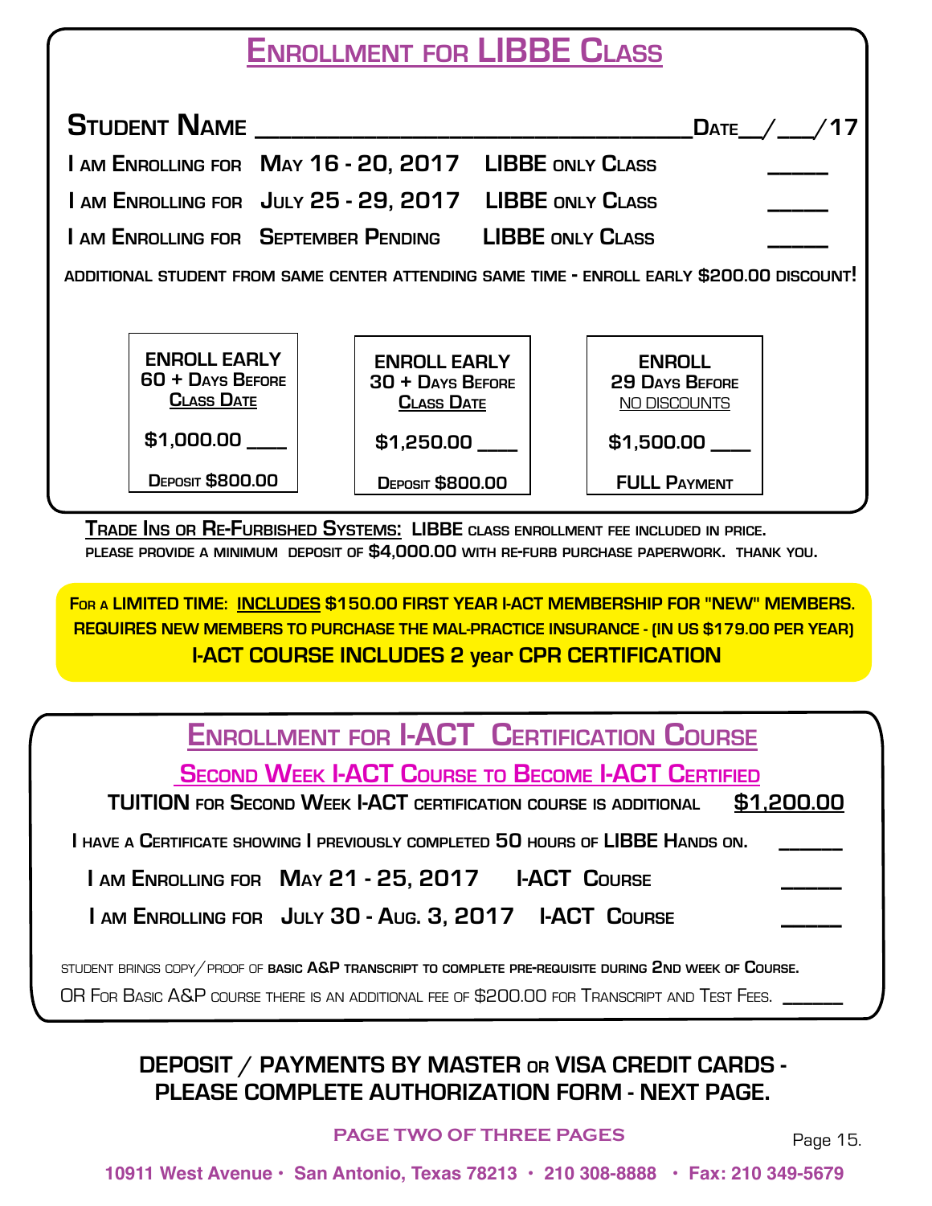## Enrollment for LIBBE Class

**Student Name** ________________________________ **Date** __/___/**17**

I am Enrolling for **May 16 - 20, 2017** **LIBBE only Class** _____

I am Enrolling for **July 25 - 29, 2017** **LIBBE only Class** _____

I am Enrolling for **September Pending** **LIBBE only Class** _____

additional student from same center attending same time - enroll early $200.00 discount!

| ENROLL EARLY 60 + Days Before Class Date | ENROLL EARLY 30 + Days Before Class Date | ENROLL 29 Days Before NO DISCOUNTS |
|---|---|---|
| $1,000.00 ____ | $1,250.00 ____ | $1,500.00 ____ |
| Deposit $800.00 | Deposit $800.00 | FULL Payment |

**Trade Ins or Re-Furbished Systems:** LIBBE class enrollment fee included in price. please provide a minimum deposit of $4,000.00 with re-furb purchase paperwork. thank you.

**For a LIMITED TIME: INCLUDES $150.00 FIRST YEAR I-ACT MEMBERSHIP FOR "NEW" MEMBERS. REQUIRES NEW MEMBERS TO PURCHASE THE MAL-PRACTICE INSURANCE - (IN US $179.00 PER YEAR)**

**I-ACT COURSE INCLUDES 2 year CPR CERTIFICATION**

## Enrollment for I-ACT Certification Course

### Second Week I-ACT Course to Become I-ACT Certified

**TUITION** for **Second Week I-ACT** certification course is additional **$1,200.00**

I have a Certificate showing I previously completed **50** hours of **LIBBE Hands on.** ______

I am Enrolling for **May 21 - 25, 2017** **I-ACT Course** _____

I am Enrolling for **July 30 - Aug. 3, 2017** **I-ACT Course** _____

student brings copy/proof of **basic A&P transcript to complete pre-requisite during 2nd week of Course.**

OR For Basic A&P course there is an additional fee of $200.00 for Transcript and Test Fees. ______

**DEPOSIT / PAYMENTS BY MASTER or VISA CREDIT CARDS - PLEASE COMPLETE AUTHORIZATION FORM - NEXT PAGE.**

**PAGE TWO OF THREE PAGES**

**10911 West Avenue • San Antonio, Texas 78213 • 210 308-8888 • Fax: 210 349-5679**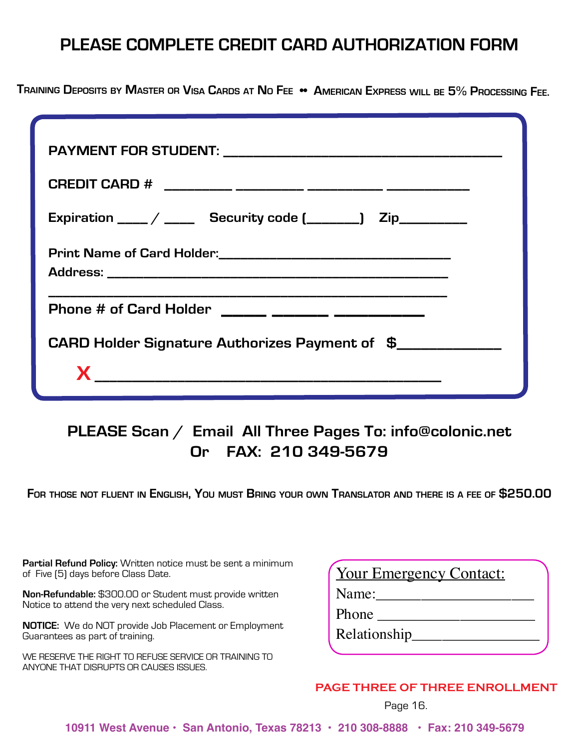# PLEASE COMPLETE CREDIT CARD AUTHORIZATION FORM

TRAINING DEPOSITS BY MASTER OR VISA CARDS AT NO FEE •• AMERICAN EXPRESS WILL BE 5% PROCESSING FEE.

**PAYMENT FOR STUDENT:** ____________________________________

**CREDIT CARD #** _________ _________ __________ ___________

**Expiration** ____ / ____ **Security code (_______)** **Zip_________**

**Print Name of Card Holder:**________________________________

**Address:** ______________________________________________

__________________________________________________________

**Phone # of Card Holder** _____ ______ _________

**CARD Holder Signature Authorizes Payment of $**____________

**X** ____________________________________________

**PLEASE Scan / Email All Three Pages To: info@colonic.net**
**Or FAX: 210 349-5679**

**FOR THOSE NOT FLUENT IN ENGLISH, YOU MUST BRING YOUR OWN TRANSLATOR AND THERE IS A FEE OF $250.00**

**Partial Refund Policy:** Written notice must be sent a minimum of Five (5) days before Class Date.

**Non-Refundable:** $300.00 or Student must provide written Notice to attend the very next scheduled Class.

**NOTICE:** We do NOT provide Job Placement or Employment Guarantees as part of training.

WE RESERVE THE RIGHT TO REFUSE SERVICE OR TRAINING TO ANYONE THAT DISRUPTS OR CAUSES ISSUES.

Your Emergency Contact:
Name:_____________________
Phone _____________________
Relationship________________

**PAGE THREE OF THREE ENROLLMENT**

10911 West Avenue • San Antonio, Texas 78213 • 210 308-8888 • Fax: 210 349-5679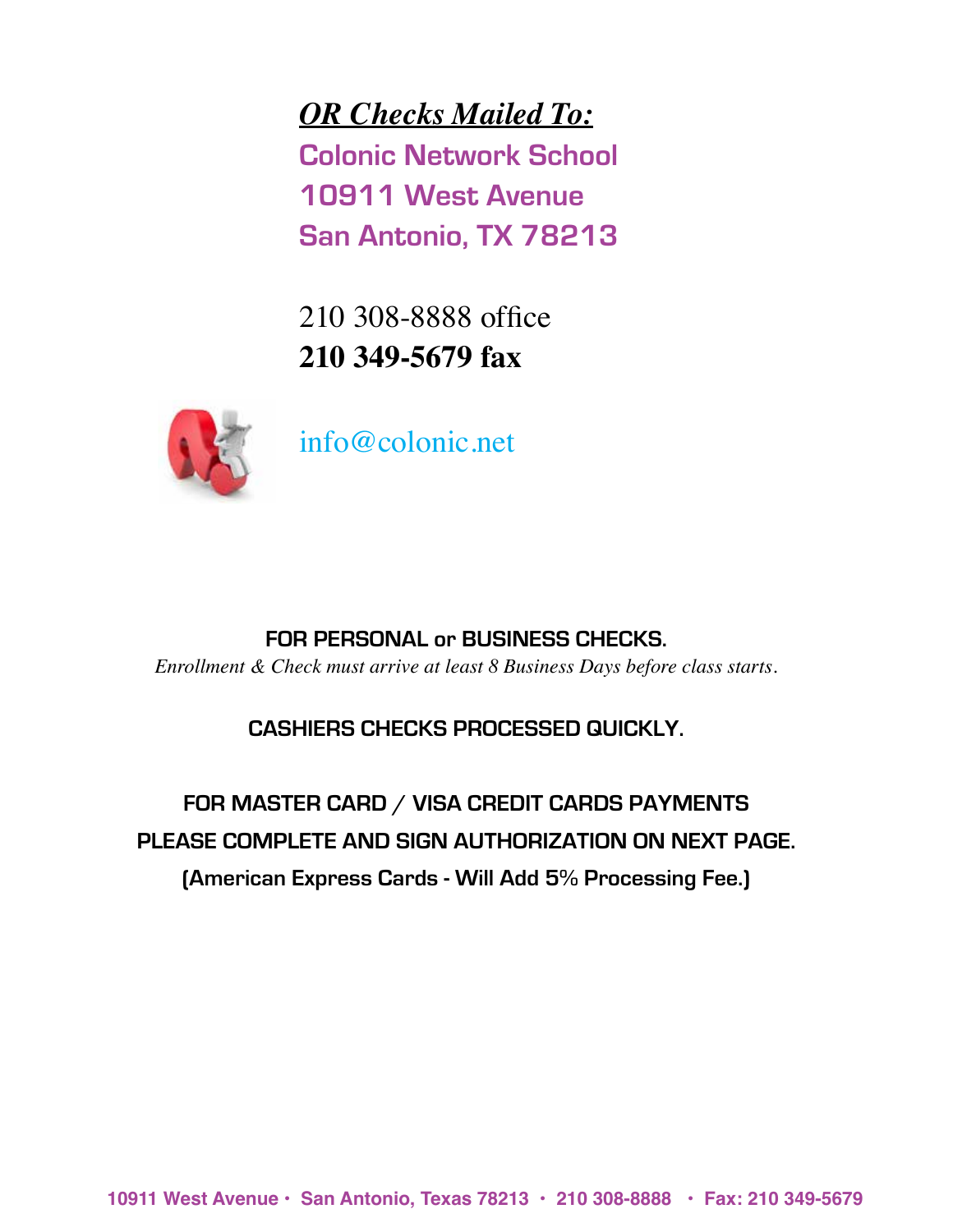***OR Checks Mailed To:***

**Colonic Network School**
**10911 West Avenue**
**San Antonio, TX 78213**

210 308-8888 office
**210 349-5679 fax**

info@colonic.net

**FOR PERSONAL or BUSINESS CHECKS.**

*Enrollment & Check must arrive at least 8 Business Days before class starts.*

**CASHIERS CHECKS PROCESSED QUICKLY.**

**FOR MASTER CARD / VISA CREDIT CARDS PAYMENTS**
**PLEASE COMPLETE AND SIGN AUTHORIZATION ON NEXT PAGE.**
**(American Express Cards - Will Add 5% Processing Fee.)**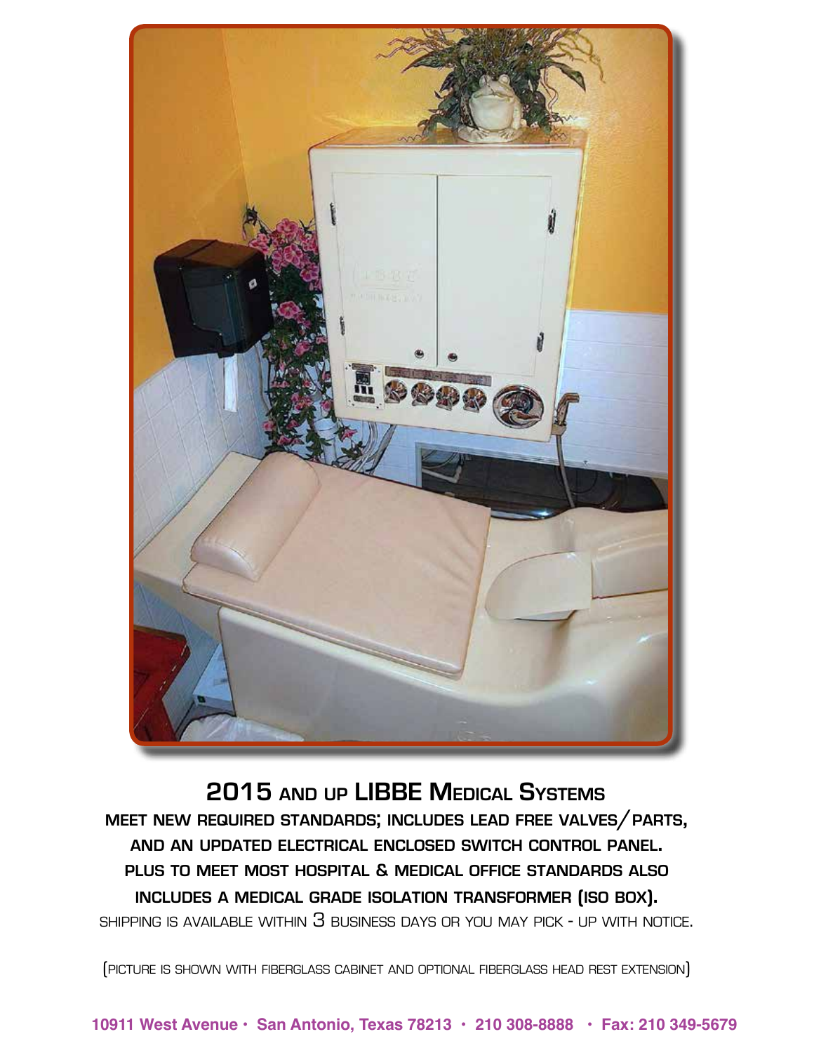## 2015 AND UP LIBBE MEDICAL SYSTEMS

**MEET NEW REQUIRED STANDARDS; INCLUDES LEAD FREE VALVES/PARTS, AND AN UPDATED ELECTRICAL ENCLOSED SWITCH CONTROL PANEL. PLUS TO MEET MOST HOSPITAL & MEDICAL OFFICE STANDARDS ALSO INCLUDES A MEDICAL GRADE ISOLATION TRANSFORMER (ISO BOX).**

SHIPPING IS AVAILABLE WITHIN 3 BUSINESS DAYS OR YOU MAY PICK - UP WITH NOTICE.

(PICTURE IS SHOWN WITH FIBERGLASS CABINET AND OPTIONAL FIBERGLASS HEAD REST EXTENSION)

**10911 West Avenue • San Antonio, Texas 78213 • 210 308-8888 • Fax: 210 349-5679**